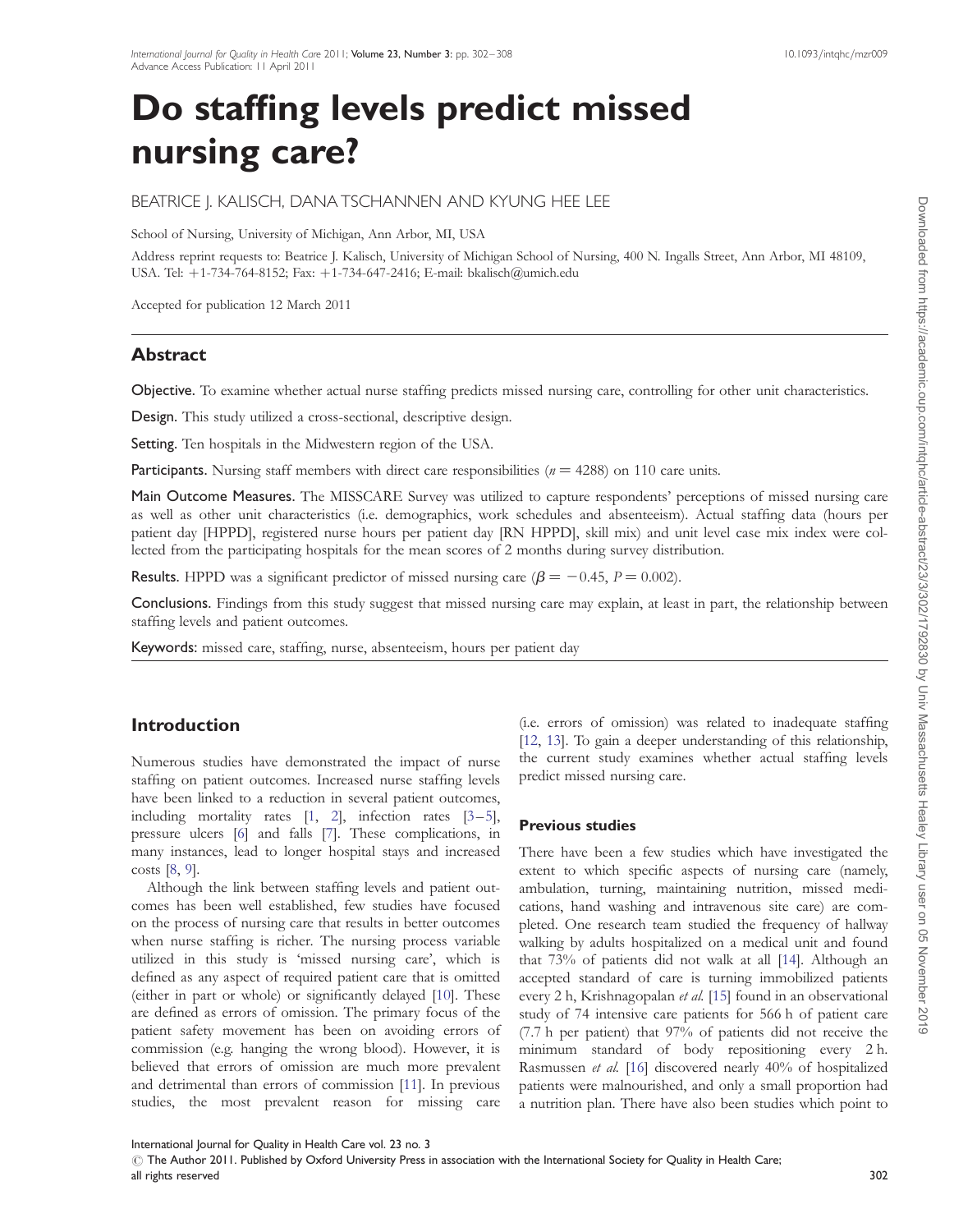# Do staffing levels predict missed nursing care?

BEATRICE J. KALISCH, DANA TSCHANNEN AND KYUNG HEE LEE

School of Nursing, University of Michigan, Ann Arbor, MI, USA

Address reprint requests to: Beatrice J. Kalisch, University of Michigan School of Nursing, 400 N. Ingalls Street, Ann Arbor, MI 48109, USA. Tel: +1-734-764-8152; Fax: +1-734-647-2416; E-mail: bkalisch@umich.edu

Accepted for publication 12 March 2011

## Abstract

**Objective.** To examine whether actual nurse staffing predicts missed nursing care, controlling for other unit characteristics.

**Design.** This study utilized a cross-sectional, descriptive design.

**Setting.** Ten hospitals in the Midwestern region of the USA.

**Participants.** Nursing staff members with direct care responsibilities ($n = 4288$) on 110 care units.

**Main Outcome Measures.** The MISSCARE Survey was utilized to capture respondents' perceptions of missed nursing care as well as other unit characteristics (i.e. demographics, work schedules and absenteeism). Actual staffing data (hours per patient day [HPPD], registered nurse hours per patient day [RN HPPD], skill mix) and unit level case mix index were collected from the participating hospitals for the mean scores of 2 months during survey distribution.

**Results.** HPPD was a significant predictor of missed nursing care ($\beta = -0.45$, $P = 0.002$).

**Conclusions.** Findings from this study suggest that missed nursing care may explain, at least in part, the relationship between staffing levels and patient outcomes.

**Keywords:** missed care, staffing, nurse, absenteeism, hours per patient day

## Introduction

Numerous studies have demonstrated the impact of nurse staffing on patient outcomes. Increased nurse staffing levels have been linked to a reduction in several patient outcomes, including mortality rates [1, 2], infection rates [3–5], pressure ulcers [6] and falls [7]. These complications, in many instances, lead to longer hospital stays and increased costs [8, 9].

Although the link between staffing levels and patient outcomes has been well established, few studies have focused on the process of nursing care that results in better outcomes when nurse staffing is richer. The nursing process variable utilized in this study is 'missed nursing care', which is defined as any aspect of required patient care that is omitted (either in part or whole) or significantly delayed [10]. These are defined as errors of omission. The primary focus of the patient safety movement has been on avoiding errors of commission (e.g. hanging the wrong blood). However, it is believed that errors of omission are much more prevalent and detrimental than errors of commission [11]. In previous studies, the most prevalent reason for missing care (i.e. errors of omission) was related to inadequate staffing [12, 13]. To gain a deeper understanding of this relationship, the current study examines whether actual staffing levels predict missed nursing care.

### Previous studies

There have been a few studies which have investigated the extent to which specific aspects of nursing care (namely, ambulation, turning, maintaining nutrition, missed medications, hand washing and intravenous site care) are completed. One research team studied the frequency of hallway walking by adults hospitalized on a medical unit and found that 73% of patients did not walk at all [14]. Although an accepted standard of care is turning immobilized patients every 2 h, Krishnagopalan *et al.* [15] found in an observational study of 74 intensive care patients for 566 h of patient care (7.7 h per patient) that 97% of patients did not receive the minimum standard of body repositioning every 2 h. Rasmussen *et al.* [16] discovered nearly 40% of hospitalized patients were malnourished, and only a small proportion had a nutrition plan. There have also been studies which point to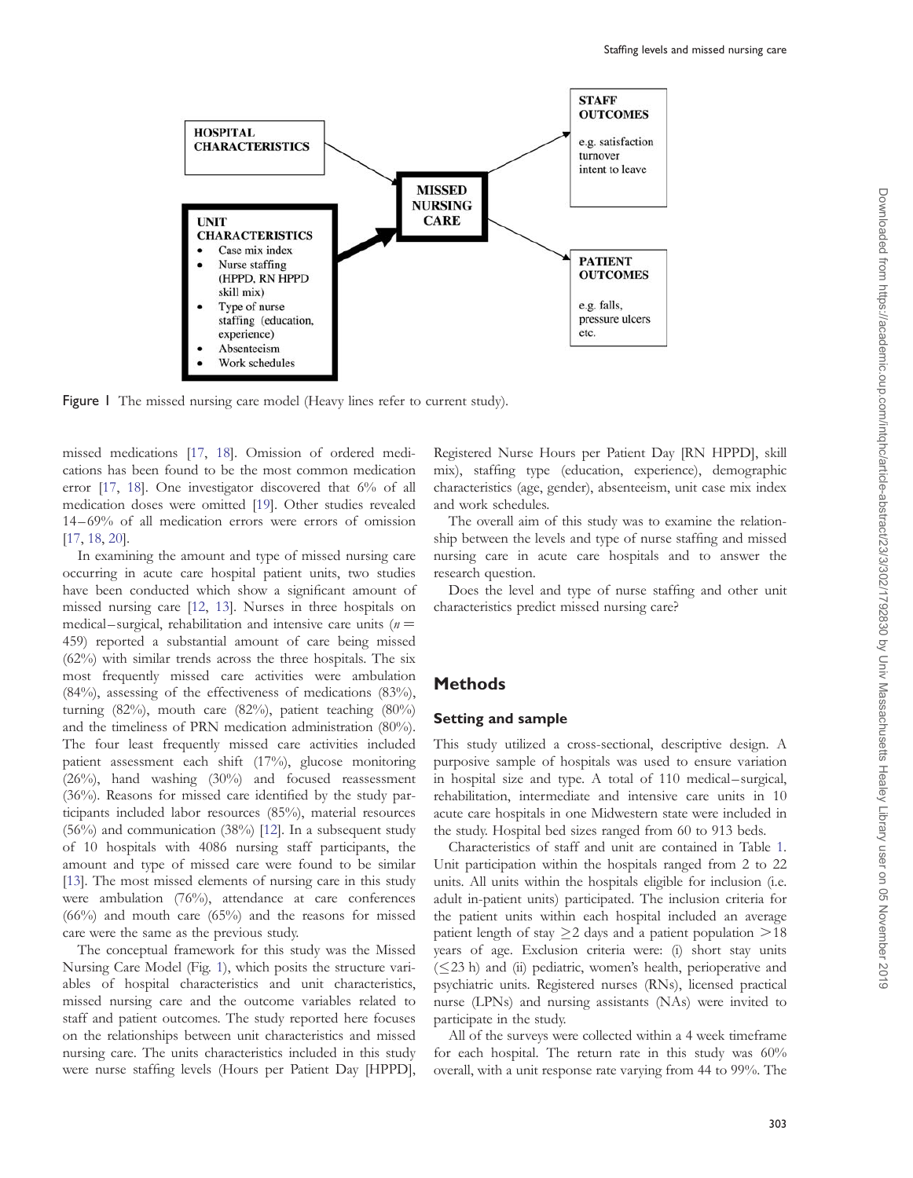Figure 1 The missed nursing care model (Heavy lines refer to current study).

missed medications [17, 18]. Omission of ordered medications has been found to be the most common medication error [17, 18]. One investigator discovered that 6% of all medication doses were omitted [19]. Other studies revealed 14–69% of all medication errors were errors of omission [17, 18, 20].

In examining the amount and type of missed nursing care occurring in acute care hospital patient units, two studies have been conducted which show a significant amount of missed nursing care [12, 13]. Nurses in three hospitals on medical–surgical, rehabilitation and intensive care units ($n = 459$) reported a substantial amount of care being missed (62%) with similar trends across the three hospitals. The six most frequently missed care activities were ambulation (84%), assessing of the effectiveness of medications (83%), turning (82%), mouth care (82%), patient teaching (80%) and the timeliness of PRN medication administration (80%). The four least frequently missed care activities included patient assessment each shift (17%), glucose monitoring (26%), hand washing (30%) and focused reassessment (36%). Reasons for missed care identified by the study participants included labor resources (85%), material resources (56%) and communication (38%) [12]. In a subsequent study of 10 hospitals with 4086 nursing staff participants, the amount and type of missed care were found to be similar [13]. The most missed elements of nursing care in this study were ambulation (76%), attendance at care conferences (66%) and mouth care (65%) and the reasons for missed care were the same as the previous study.

The conceptual framework for this study was the Missed Nursing Care Model (Fig. 1), which posits the structure variables of hospital characteristics and unit characteristics, missed nursing care and the outcome variables related to staff and patient outcomes. The study reported here focuses on the relationships between unit characteristics and missed nursing care. The units characteristics included in this study were nurse staffing levels (Hours per Patient Day [HPPD], Registered Nurse Hours per Patient Day [RN HPPD], skill mix), staffing type (education, experience), demographic characteristics (age, gender), absenteeism, unit case mix index and work schedules.

The overall aim of this study was to examine the relationship between the levels and type of nurse staffing and missed nursing care in acute care hospitals and to answer the research question.

Does the level and type of nurse staffing and other unit characteristics predict missed nursing care?

## Methods

### Setting and sample

This study utilized a cross-sectional, descriptive design. A purposive sample of hospitals was used to ensure variation in hospital size and type. A total of 110 medical–surgical, rehabilitation, intermediate and intensive care units in 10 acute care hospitals in one Midwestern state were included in the study. Hospital bed sizes ranged from 60 to 913 beds.

Characteristics of staff and unit are contained in Table 1. Unit participation within the hospitals ranged from 2 to 22 units. All units within the hospitals eligible for inclusion (i.e. adult in-patient units) participated. The inclusion criteria for the patient units within each hospital included an average patient length of stay $\geq 2$ days and a patient population $>18$ years of age. Exclusion criteria were: (i) short stay units ($\leq 23$ h) and (ii) pediatric, women's health, perioperative and psychiatric units. Registered nurses (RNs), licensed practical nurse (LPNs) and nursing assistants (NAs) were invited to participate in the study.

All of the surveys were collected within a 4 week timeframe for each hospital. The return rate in this study was 60% overall, with a unit response rate varying from 44 to 99%. The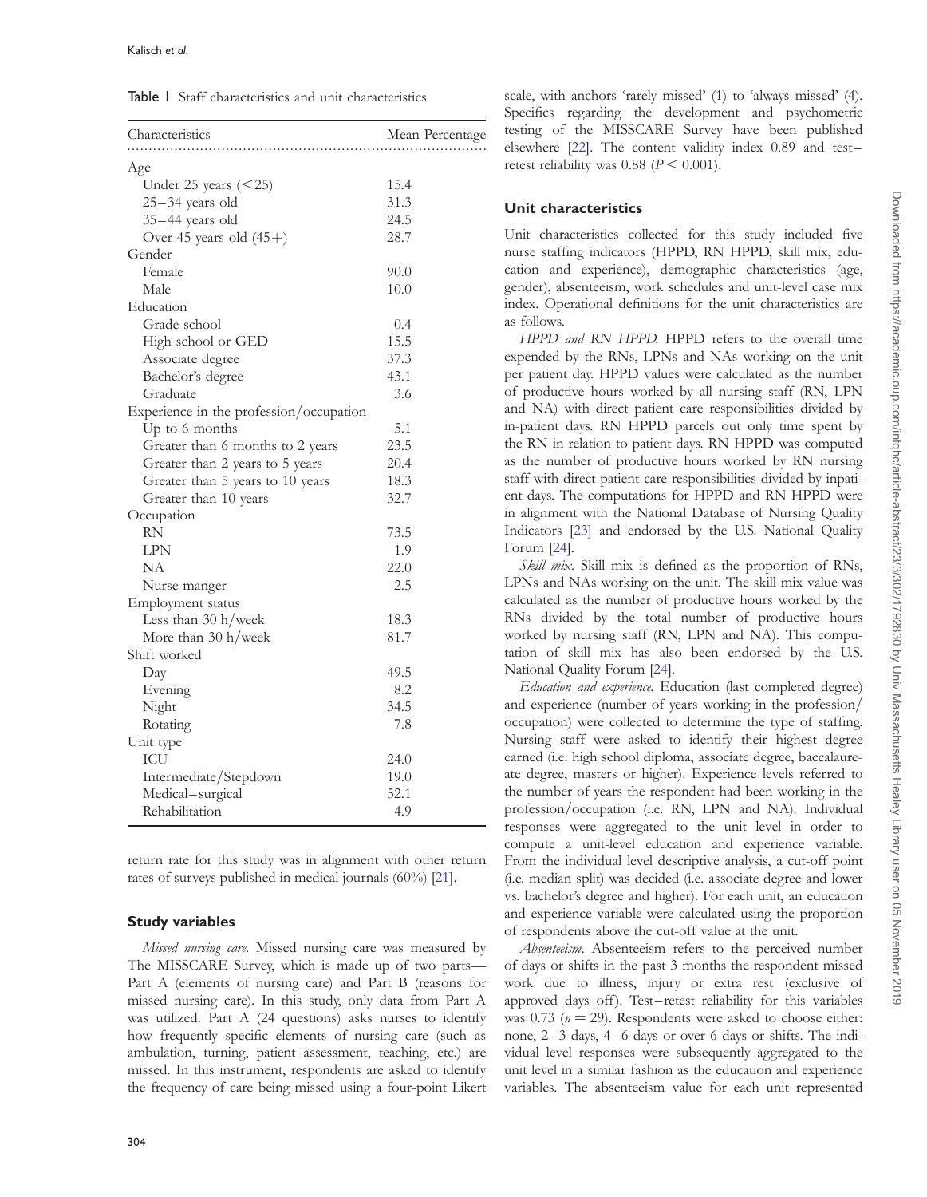Table 1 Staff characteristics and unit characteristics

| Characteristics | Mean Percentage |
|---|---|
| Age | |
| Under 25 years (<25) | 15.4 |
| 25–34 years old | 31.3 |
| 35–44 years old | 24.5 |
| Over 45 years old (45+) | 28.7 |
| Gender | |
| Female | 90.0 |
| Male | 10.0 |
| Education | |
| Grade school | 0.4 |
| High school or GED | 15.5 |
| Associate degree | 37.3 |
| Bachelor's degree | 43.1 |
| Graduate | 3.6 |
| Experience in the profession/occupation | |
| Up to 6 months | 5.1 |
| Greater than 6 months to 2 years | 23.5 |
| Greater than 2 years to 5 years | 20.4 |
| Greater than 5 years to 10 years | 18.3 |
| Greater than 10 years | 32.7 |
| Occupation | |
| RN | 73.5 |
| LPN | 1.9 |
| NA | 22.0 |
| Nurse manger | 2.5 |
| Employment status | |
| Less than 30 h/week | 18.3 |
| More than 30 h/week | 81.7 |
| Shift worked | |
| Day | 49.5 |
| Evening | 8.2 |
| Night | 34.5 |
| Rotating | 7.8 |
| Unit type | |
| ICU | 24.0 |
| Intermediate/Stepdown | 19.0 |
| Medical–surgical | 52.1 |
| Rehabilitation | 4.9 |

return rate for this study was in alignment with other return rates of surveys published in medical journals (60%) [21].

### Study variables

*Missed nursing care.* Missed nursing care was measured by The MISSCARE Survey, which is made up of two parts—Part A (elements of nursing care) and Part B (reasons for missed nursing care). In this study, only data from Part A was utilized. Part A (24 questions) asks nurses to identify how frequently specific elements of nursing care (such as ambulation, turning, patient assessment, teaching, etc.) are missed. In this instrument, respondents are asked to identify the frequency of care being missed using a four-point Likert scale, with anchors 'rarely missed' (1) to 'always missed' (4). Specifics regarding the development and psychometric testing of the MISSCARE Survey have been published elsewhere [22]. The content validity index 0.89 and test–retest reliability was 0.88 ($P < 0.001$).

### Unit characteristics

Unit characteristics collected for this study included five nurse staffing indicators (HPPD, RN HPPD, skill mix, education and experience), demographic characteristics (age, gender), absenteeism, work schedules and unit-level case mix index. Operational definitions for the unit characteristics are as follows.

*HPPD and RN HPPD.* HPPD refers to the overall time expended by the RNs, LPNs and NAs working on the unit per patient day. HPPD values were calculated as the number of productive hours worked by all nursing staff (RN, LPN and NA) with direct patient care responsibilities divided by in-patient days. RN HPPD parcels out only time spent by the RN in relation to patient days. RN HPPD was computed as the number of productive hours worked by RN nursing staff with direct patient care responsibilities divided by inpatient days. The computations for HPPD and RN HPPD were in alignment with the National Database of Nursing Quality Indicators [23] and endorsed by the U.S. National Quality Forum [24].

*Skill mix.* Skill mix is defined as the proportion of RNs, LPNs and NAs working on the unit. The skill mix value was calculated as the number of productive hours worked by the RNs divided by the total number of productive hours worked by nursing staff (RN, LPN and NA). This computation of skill mix has also been endorsed by the U.S. National Quality Forum [24].

*Education and experience.* Education (last completed degree) and experience (number of years working in the profession/occupation) were collected to determine the type of staffing. Nursing staff were asked to identify their highest degree earned (i.e. high school diploma, associate degree, baccalaureate degree, masters or higher). Experience levels referred to the number of years the respondent had been working in the profession/occupation (i.e. RN, LPN and NA). Individual responses were aggregated to the unit level in order to compute a unit-level education and experience variable. From the individual level descriptive analysis, a cut-off point (i.e. median split) was decided (i.e. associate degree and lower vs. bachelor's degree and higher). For each unit, an education and experience variable were calculated using the proportion of respondents above the cut-off value at the unit.

*Absenteeism.* Absenteeism refers to the perceived number of days or shifts in the past 3 months the respondent missed work due to illness, injury or extra rest (exclusive of approved days off). Test–retest reliability for this variables was 0.73 ($n = 29$). Respondents were asked to choose either: none, 2–3 days, 4–6 days or over 6 days or shifts. The individual level responses were subsequently aggregated to the unit level in a similar fashion as the education and experience variables. The absenteeism value for each unit represented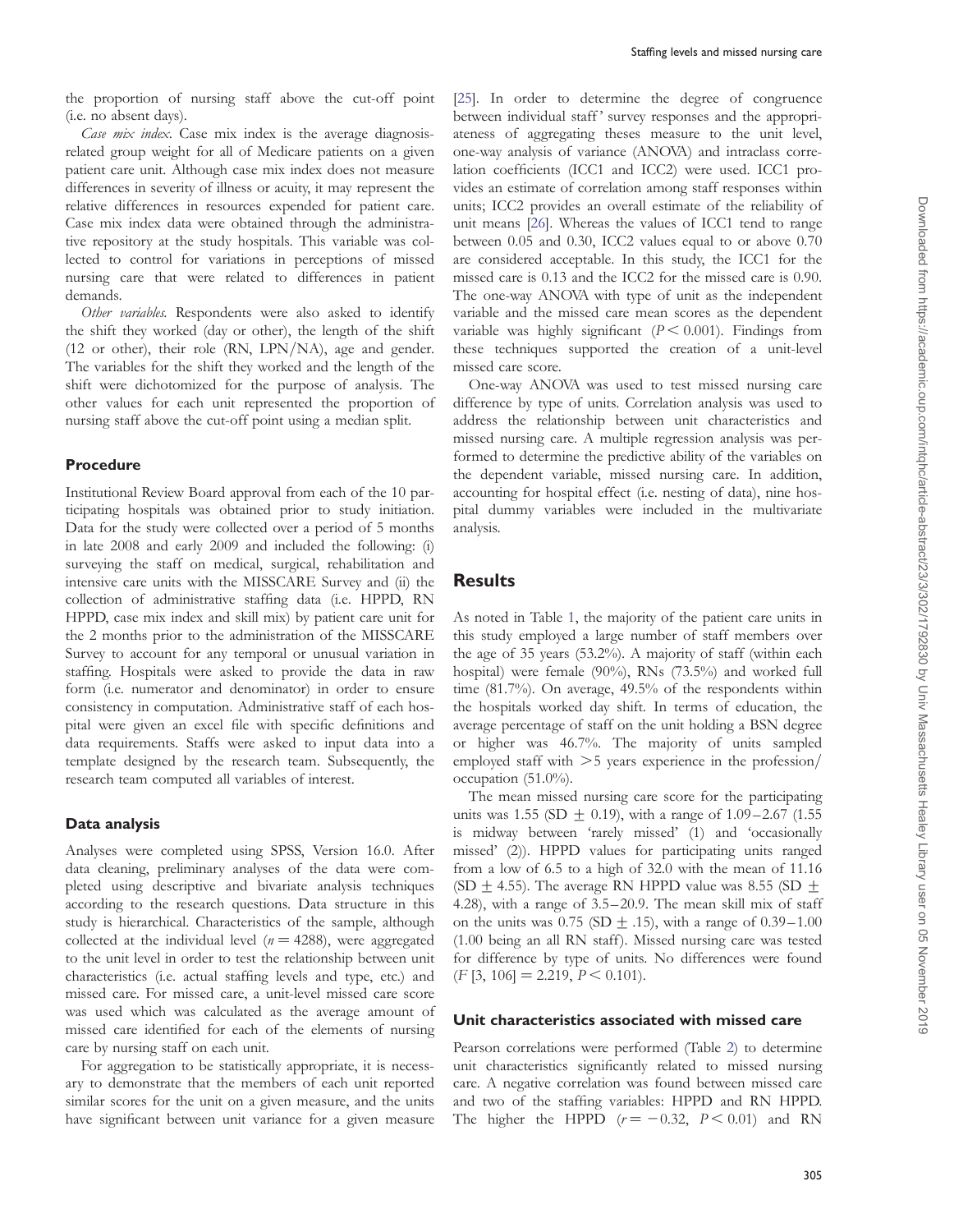the proportion of nursing staff above the cut-off point (i.e. no absent days).

*Case mix index*. Case mix index is the average diagnosis-related group weight for all of Medicare patients on a given patient care unit. Although case mix index does not measure differences in severity of illness or acuity, it may represent the relative differences in resources expended for patient care. Case mix index data were obtained through the administrative repository at the study hospitals. This variable was collected to control for variations in perceptions of missed nursing care that were related to differences in patient demands.

*Other variables*. Respondents were also asked to identify the shift they worked (day or other), the length of the shift (12 or other), their role (RN, LPN/NA), age and gender. The variables for the shift they worked and the length of the shift were dichotomized for the purpose of analysis. The other values for each unit represented the proportion of nursing staff above the cut-off point using a median split.

### Procedure

Institutional Review Board approval from each of the 10 participating hospitals was obtained prior to study initiation. Data for the study were collected over a period of 5 months in late 2008 and early 2009 and included the following: (i) surveying the staff on medical, surgical, rehabilitation and intensive care units with the MISSCARE Survey and (ii) the collection of administrative staffing data (i.e. HPPD, RN HPPD, case mix index and skill mix) by patient care unit for the 2 months prior to the administration of the MISSCARE Survey to account for any temporal or unusual variation in staffing. Hospitals were asked to provide the data in raw form (i.e. numerator and denominator) in order to ensure consistency in computation. Administrative staff of each hospital were given an excel file with specific definitions and data requirements. Staffs were asked to input data into a template designed by the research team. Subsequently, the research team computed all variables of interest.

### Data analysis

Analyses were completed using SPSS, Version 16.0. After data cleaning, preliminary analyses of the data were completed using descriptive and bivariate analysis techniques according to the research questions. Data structure in this study is hierarchical. Characteristics of the sample, although collected at the individual level ($n = 4288$), were aggregated to the unit level in order to test the relationship between unit characteristics (i.e. actual staffing levels and type, etc.) and missed care. For missed care, a unit-level missed care score was used which was calculated as the average amount of missed care identified for each of the elements of nursing care by nursing staff on each unit.

For aggregation to be statistically appropriate, it is necessary to demonstrate that the members of each unit reported similar scores for the unit on a given measure, and the units have significant between unit variance for a given measure [25]. In order to determine the degree of congruence between individual staff' survey responses and the appropriateness of aggregating theses measure to the unit level, one-way analysis of variance (ANOVA) and intraclass correlation coefficients (ICC1 and ICC2) were used. ICC1 provides an estimate of correlation among staff responses within units; ICC2 provides an overall estimate of the reliability of unit means [26]. Whereas the values of ICC1 tend to range between 0.05 and 0.30, ICC2 values equal to or above 0.70 are considered acceptable. In this study, the ICC1 for the missed care is 0.13 and the ICC2 for the missed care is 0.90. The one-way ANOVA with type of unit as the independent variable and the missed care mean scores as the dependent variable was highly significant ($P < 0.001$). Findings from these techniques supported the creation of a unit-level missed care score.

One-way ANOVA was used to test missed nursing care difference by type of units. Correlation analysis was used to address the relationship between unit characteristics and missed nursing care. A multiple regression analysis was performed to determine the predictive ability of the variables on the dependent variable, missed nursing care. In addition, accounting for hospital effect (i.e. nesting of data), nine hospital dummy variables were included in the multivariate analysis.

## Results

As noted in Table 1, the majority of the patient care units in this study employed a large number of staff members over the age of 35 years (53.2%). A majority of staff (within each hospital) were female (90%), RNs (73.5%) and worked full time (81.7%). On average, 49.5% of the respondents within the hospitals worked day shift. In terms of education, the average percentage of staff on the unit holding a BSN degree or higher was 46.7%. The majority of units sampled employed staff with >5 years experience in the profession/occupation (51.0%).

The mean missed nursing care score for the participating units was 1.55 (SD $\pm$ 0.19), with a range of 1.09–2.67 (1.55 is midway between 'rarely missed' (1) and 'occasionally missed' (2)). HPPD values for participating units ranged from a low of 6.5 to a high of 32.0 with the mean of 11.16 (SD $\pm$ 4.55). The average RN HPPD value was 8.55 (SD $\pm$ 4.28), with a range of 3.5–20.9. The mean skill mix of staff on the units was 0.75 (SD $\pm$ .15), with a range of 0.39–1.00 (1.00 being an all RN staff). Missed nursing care was tested for difference by type of units. No differences were found ($F\,[3,\,106] = 2.219$, $P < 0.101$).

### Unit characteristics associated with missed care

Pearson correlations were performed (Table 2) to determine unit characteristics significantly related to missed nursing care. A negative correlation was found between missed care and two of the staffing variables: HPPD and RN HPPD. The higher the HPPD ($r = -0.32$, $P < 0.01$) and RN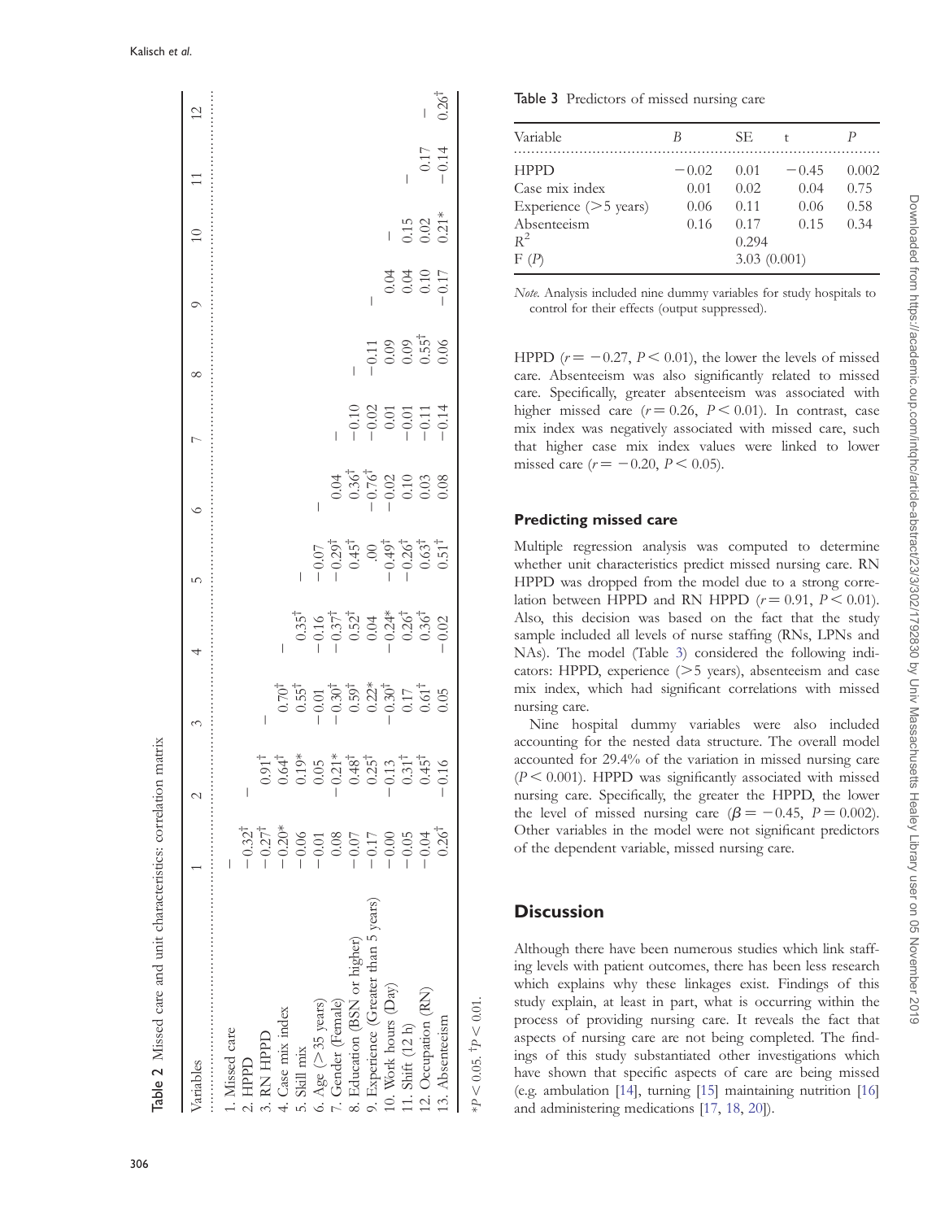**Table 2** Missed care and unit characteristics: correlation matrix

| Variables | 1 | 2 | 3 | 4 | 5 | 6 | 7 | 8 | 9 | 10 | 11 | 12 |
|---|---|---|---|---|---|---|---|---|---|---|---|---|
| 1. Missed care | — | | | | | | | | | | | |
| 2. HPPD | −0.32† | — | | | | | | | | | | |
| 3. RN HPPD | −0.27† | 0.91† | — | | | | | | | | | |
| 4. Case mix index | −0.20* | 0.64† | 0.70† | — | | | | | | | | |
| 5. Skill mix | −0.06 | 0.19* | 0.55† | 0.35† | — | | | | | | | |
| 6. Age (>35 years) | −0.01 | 0.05 | −0.01 | −0.16 | −0.07 | — | | | | | | |
| 7. Gender (Female) | 0.08 | −0.21* | −0.30† | −0.37† | −0.29† | 0.04 | — | | | | | |
| 8. Education (BSN or higher) | −0.07 | 0.48† | 0.59† | 0.52† | 0.45† | 0.36† | −0.10 | — | | | | |
| 9. Experience (Greater than 5 years) | −0.17 | 0.25† | 0.22* | 0.04 | .00 | −0.76† | −0.02 | −0.11 | — | | | |
| 10. Work hours (Day) | −0.00 | −0.13 | −0.30† | −0.24* | −0.49† | −0.02 | 0.01 | 0.09 | 0.04 | — | | |
| 11. Shift (12 h) | −0.05 | 0.31† | 0.17 | 0.26† | −0.26† | 0.10 | −0.01 | 0.09 | 0.04 | 0.15 | — | |
| 12. Occupation (RN) | −0.04 | 0.45† | 0.61† | 0.36† | 0.63† | 0.03 | −0.11 | 0.55† | 0.10 | 0.02 | 0.17 | — |
| 13. Absenteeism | 0.26† | −0.16 | 0.05 | −0.02 | 0.51† | 0.08 | −0.14 | 0.06 | −0.17 | 0.21* | −0.14 | 0.26† |

*$P < 0.05$. †$P < 0.01$.

**Table 3** Predictors of missed nursing care

| Variable | B | SE | t | P |
|---|---|---|---|---|
| HPPD | −0.02 | 0.01 | −0.45 | 0.002 |
| Case mix index | 0.01 | 0.02 | 0.04 | 0.75 |
| Experience (>5 years) | 0.06 | 0.11 | 0.06 | 0.58 |
| Absenteeism | 0.16 | 0.17 | 0.15 | 0.34 |
| $R^2$ | | 0.294 | | |
| F (P) | | 3.03 (0.001) | | |

*Note.* Analysis included nine dummy variables for study hospitals to control for their effects (output suppressed).

HPPD ($r = -0.27$, $P < 0.01$), the lower the levels of missed care. Absenteeism was also significantly related to missed care. Specifically, greater absenteeism was associated with higher missed care ($r = 0.26$, $P < 0.01$). In contrast, case mix index was negatively associated with missed care, such that higher case mix index values were linked to lower missed care ($r = -0.20$, $P < 0.05$).

### Predicting missed care

Multiple regression analysis was computed to determine whether unit characteristics predict missed nursing care. RN HPPD was dropped from the model due to a strong correlation between HPPD and RN HPPD ($r = 0.91$, $P < 0.01$). Also, this decision was based on the fact that the study sample included all levels of nurse staffing (RNs, LPNs and NAs). The model (Table 3) considered the following indicators: HPPD, experience (>5 years), absenteeism and case mix index, which had significant correlations with missed nursing care.

Nine hospital dummy variables were also included accounting for the nested data structure. The overall model accounted for 29.4% of the variation in missed nursing care ($P < 0.001$). HPPD was significantly associated with missed nursing care. Specifically, the greater the HPPD, the lower the level of missed nursing care ($\beta = -0.45$, $P = 0.002$). Other variables in the model were not significant predictors of the dependent variable, missed nursing care.

## Discussion

Although there have been numerous studies which link staffing levels with patient outcomes, there has been less research which explains why these linkages exist. Findings of this study explain, at least in part, what is occurring within the process of providing nursing care. It reveals the fact that aspects of nursing care are not being completed. The findings of this study substantiated other investigations which have shown that specific aspects of care are being missed (e.g. ambulation [14], turning [15] maintaining nutrition [16] and administering medications [17, 18, 20]).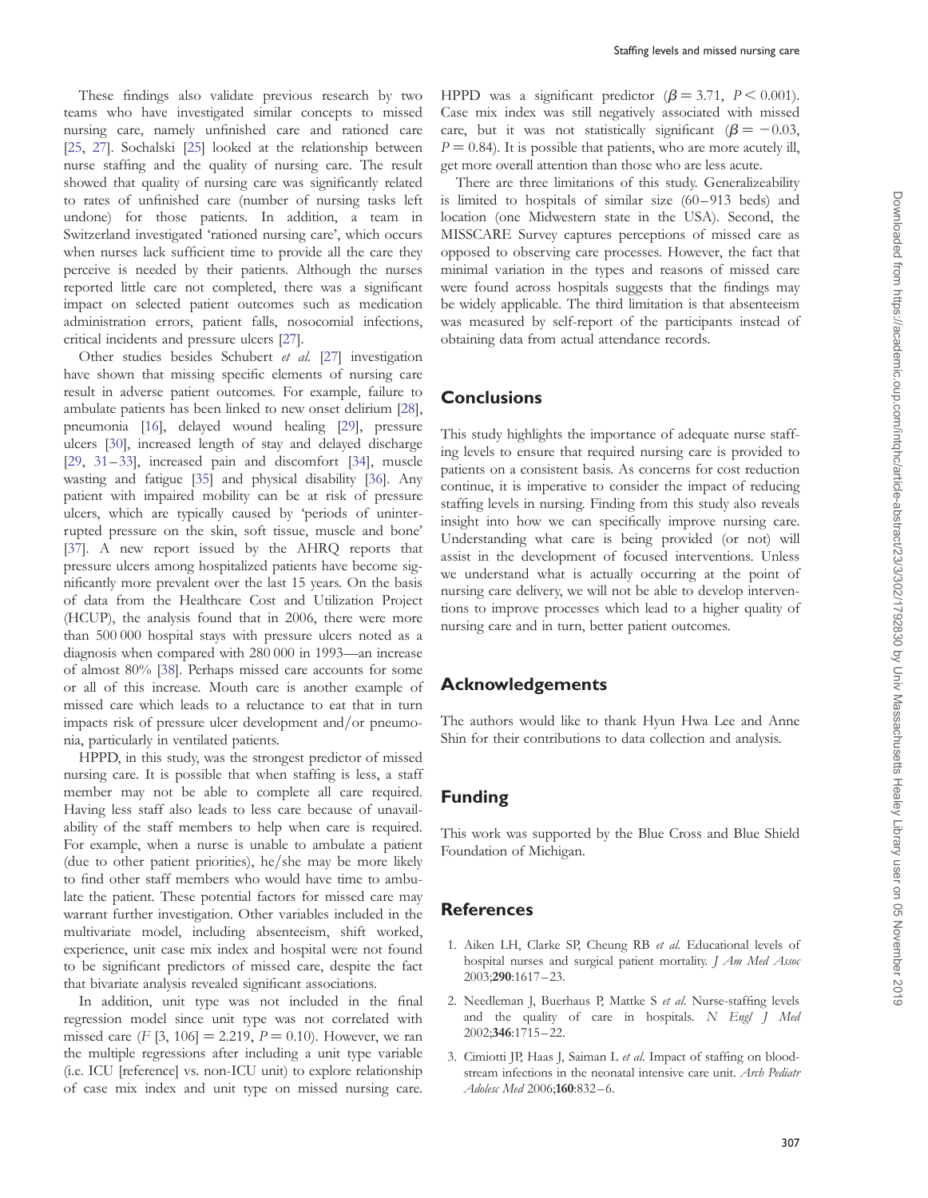These findings also validate previous research by two teams who have investigated similar concepts to missed nursing care, namely unfinished care and rationed care [25, 27]. Sochalski [25] looked at the relationship between nurse staffing and the quality of nursing care. The result showed that quality of nursing care was significantly related to rates of unfinished care (number of nursing tasks left undone) for those patients. In addition, a team in Switzerland investigated 'rationed nursing care', which occurs when nurses lack sufficient time to provide all the care they perceive is needed by their patients. Although the nurses reported little care not completed, there was a significant impact on selected patient outcomes such as medication administration errors, patient falls, nosocomial infections, critical incidents and pressure ulcers [27].

Other studies besides Schubert *et al.* [27] investigation have shown that missing specific elements of nursing care result in adverse patient outcomes. For example, failure to ambulate patients has been linked to new onset delirium [28], pneumonia [16], delayed wound healing [29], pressure ulcers [30], increased length of stay and delayed discharge [29, 31–33], increased pain and discomfort [34], muscle wasting and fatigue [35] and physical disability [36]. Any patient with impaired mobility can be at risk of pressure ulcers, which are typically caused by 'periods of uninterrupted pressure on the skin, soft tissue, muscle and bone' [37]. A new report issued by the AHRQ reports that pressure ulcers among hospitalized patients have become significantly more prevalent over the last 15 years. On the basis of data from the Healthcare Cost and Utilization Project (HCUP), the analysis found that in 2006, there were more than 500 000 hospital stays with pressure ulcers noted as a diagnosis when compared with 280 000 in 1993—an increase of almost 80% [38]. Perhaps missed care accounts for some or all of this increase. Mouth care is another example of missed care which leads to a reluctance to eat that in turn impacts risk of pressure ulcer development and/or pneumonia, particularly in ventilated patients.

HPPD, in this study, was the strongest predictor of missed nursing care. It is possible that when staffing is less, a staff member may not be able to complete all care required. Having less staff also leads to less care because of unavailability of the staff members to help when care is required. For example, when a nurse is unable to ambulate a patient (due to other patient priorities), he/she may be more likely to find other staff members who would have time to ambulate the patient. These potential factors for missed care may warrant further investigation. Other variables included in the multivariate model, including absenteeism, shift worked, experience, unit case mix index and hospital were not found to be significant predictors of missed care, despite the fact that bivariate analysis revealed significant associations.

In addition, unit type was not included in the final regression model since unit type was not correlated with missed care ($F$ [3, 106] = 2.219, $P = 0.10$). However, we ran the multiple regressions after including a unit type variable (i.e. ICU [reference] vs. non-ICU unit) to explore relationship of case mix index and unit type on missed nursing care. HPPD was a significant predictor ($\beta = 3.71$, $P < 0.001$). Case mix index was still negatively associated with missed care, but it was not statistically significant ($\beta = -0.03$, $P = 0.84$). It is possible that patients, who are more acutely ill, get more overall attention than those who are less acute.

There are three limitations of this study. Generalizeability is limited to hospitals of similar size (60–913 beds) and location (one Midwestern state in the USA). Second, the MISSCARE Survey captures perceptions of missed care as opposed to observing care processes. However, the fact that minimal variation in the types and reasons of missed care were found across hospitals suggests that the findings may be widely applicable. The third limitation is that absenteeism was measured by self-report of the participants instead of obtaining data from actual attendance records.

## Conclusions

This study highlights the importance of adequate nurse staffing levels to ensure that required nursing care is provided to patients on a consistent basis. As concerns for cost reduction continue, it is imperative to consider the impact of reducing staffing levels in nursing. Finding from this study also reveals insight into how we can specifically improve nursing care. Understanding what care is being provided (or not) will assist in the development of focused interventions. Unless we understand what is actually occurring at the point of nursing care delivery, we will not be able to develop interventions to improve processes which lead to a higher quality of nursing care and in turn, better patient outcomes.

## Acknowledgements

The authors would like to thank Hyun Hwa Lee and Anne Shin for their contributions to data collection and analysis.

## Funding

This work was supported by the Blue Cross and Blue Shield Foundation of Michigan.

## References

1. Aiken LH, Clarke SP, Cheung RB *et al.* Educational levels of hospital nurses and surgical patient mortality. *J Am Med Assoc* 2003;**290**:1617–23.
2. Needleman J, Buerhaus P, Mattke S *et al.* Nurse-staffing levels and the quality of care in hospitals. *N Engl J Med* 2002;**346**:1715–22.
3. Cimiotti JP, Haas J, Saiman L *et al.* Impact of staffing on bloodstream infections in the neonatal intensive care unit. *Arch Pediatr Adolesc Med* 2006;**160**:832–6.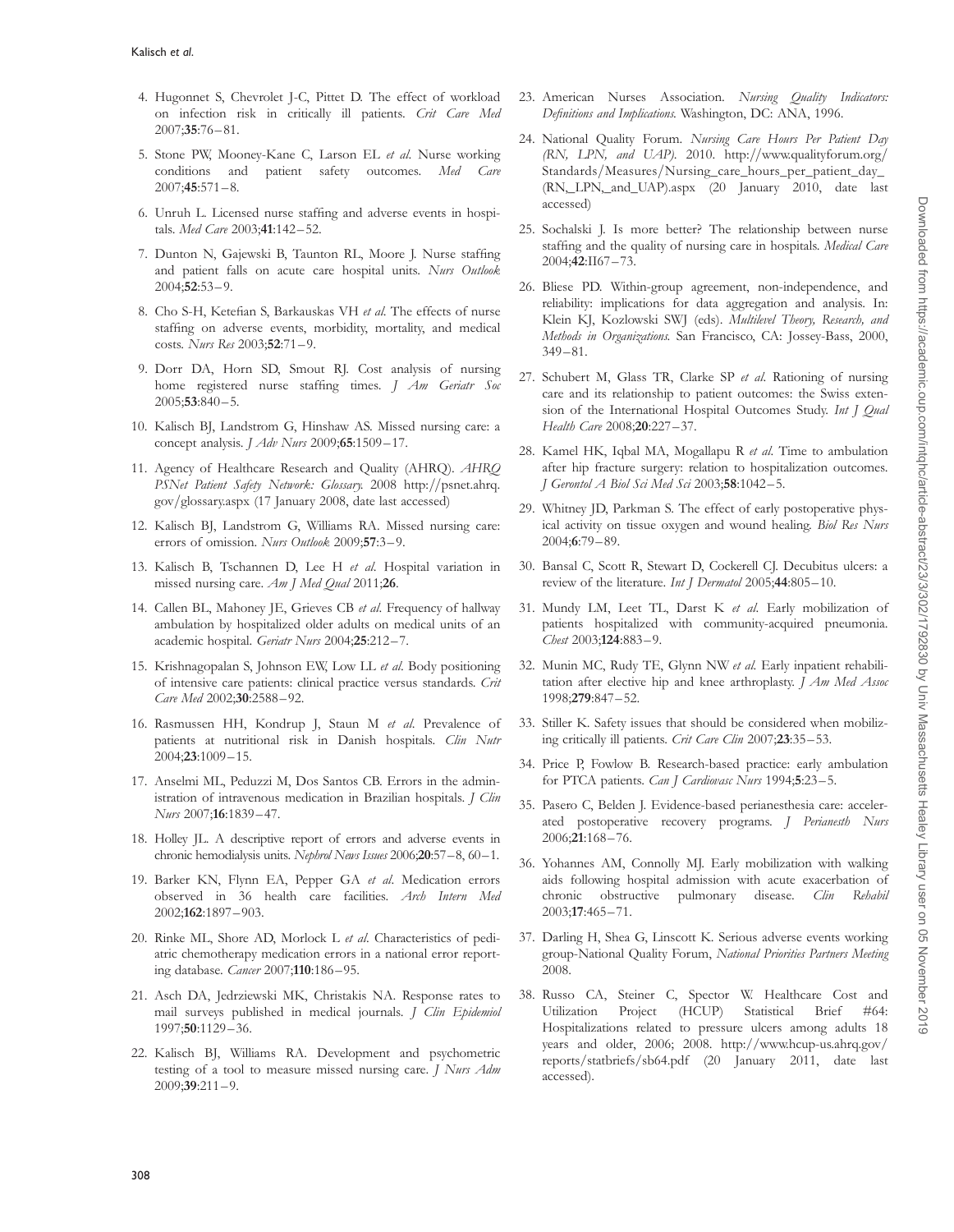4. Hugonnet S, Chevrolet J-C, Pittet D. The effect of workload on infection risk in critically ill patients. *Crit Care Med* 2007;**35**:76–81.

5. Stone PW, Mooney-Kane C, Larson EL *et al*. Nurse working conditions and patient safety outcomes. *Med Care* 2007;**45**:571–8.

6. Unruh L. Licensed nurse staffing and adverse events in hospitals. *Med Care* 2003;**41**:142–52.

7. Dunton N, Gajewski B, Taunton RL, Moore J. Nurse staffing and patient falls on acute care hospital units. *Nurs Outlook* 2004;**52**:53–9.

8. Cho S-H, Ketefian S, Barkauskas VH *et al*. The effects of nurse staffing on adverse events, morbidity, mortality, and medical costs. *Nurs Res* 2003;**52**:71–9.

9. Dorr DA, Horn SD, Smout RJ. Cost analysis of nursing home registered nurse staffing times. *J Am Geriatr Soc* 2005;**53**:840–5.

10. Kalisch BJ, Landstrom G, Hinshaw AS. Missed nursing care: a concept analysis. *J Adv Nurs* 2009;**65**:1509–17.

11. Agency of Healthcare Research and Quality (AHRQ). *AHRQ PSNet Patient Safety Network: Glossary.* 2008 http://psnet.ahrq.gov/glossary.aspx (17 January 2008, date last accessed)

12. Kalisch BJ, Landstrom G, Williams RA. Missed nursing care: errors of omission. *Nurs Outlook* 2009;**57**:3–9.

13. Kalisch B, Tschannen D, Lee H *et al*. Hospital variation in missed nursing care. *Am J Med Qual* 2011;**26**.

14. Callen BL, Mahoney JE, Grieves CB *et al*. Frequency of hallway ambulation by hospitalized older adults on medical units of an academic hospital. *Geriatr Nurs* 2004;**25**:212–7.

15. Krishnagopalan S, Johnson EW, Low LL *et al*. Body positioning of intensive care patients: clinical practice versus standards. *Crit Care Med* 2002;**30**:2588–92.

16. Rasmussen HH, Kondrup J, Staun M *et al*. Prevalence of patients at nutritional risk in Danish hospitals. *Clin Nutr* 2004;**23**:1009–15.

17. Anselmi ML, Peduzzi M, Dos Santos CB. Errors in the administration of intravenous medication in Brazilian hospitals. *J Clin Nurs* 2007;**16**:1839–47.

18. Holley JL. A descriptive report of errors and adverse events in chronic hemodialysis units. *Nephrol News Issues* 2006;**20**:57–8, 60–1.

19. Barker KN, Flynn EA, Pepper GA *et al*. Medication errors observed in 36 health care facilities. *Arch Intern Med* 2002;**162**:1897–903.

20. Rinke ML, Shore AD, Morlock L *et al*. Characteristics of pediatric chemotherapy medication errors in a national error reporting database. *Cancer* 2007;**110**:186–95.

21. Asch DA, Jedrziewski MK, Christakis NA. Response rates to mail surveys published in medical journals. *J Clin Epidemiol* 1997;**50**:1129–36.

22. Kalisch BJ, Williams RA. Development and psychometric testing of a tool to measure missed nursing care. *J Nurs Adm* 2009;**39**:211–9.

23. American Nurses Association. *Nursing Quality Indicators: Definitions and Implications.* Washington, DC: ANA, 1996.

24. National Quality Forum. *Nursing Care Hours Per Patient Day (RN, LPN, and UAP).* 2010. http://www.qualityforum.org/Standards/Measures/Nursing_care_hours_per_patient_day_(RN,_LPN,_and_UAP).aspx (20 January 2010, date last accessed)

25. Sochalski J. Is more better? The relationship between nurse staffing and the quality of nursing care in hospitals. *Medical Care* 2004;**42**:II67–73.

26. Bliese PD. Within-group agreement, non-independence, and reliability: implications for data aggregation and analysis. In: Klein KJ, Kozlowski SWJ (eds). *Multilevel Theory, Research, and Methods in Organizations.* San Francisco, CA: Jossey-Bass, 2000, 349–81.

27. Schubert M, Glass TR, Clarke SP *et al*. Rationing of nursing care and its relationship to patient outcomes: the Swiss extension of the International Hospital Outcomes Study. *Int J Qual Health Care* 2008;**20**:227–37.

28. Kamel HK, Iqbal MA, Mogallapu R *et al*. Time to ambulation after hip fracture surgery: relation to hospitalization outcomes. *J Gerontol A Biol Sci Med Sci* 2003;**58**:1042–5.

29. Whitney JD, Parkman S. The effect of early postoperative physical activity on tissue oxygen and wound healing. *Biol Res Nurs* 2004;**6**:79–89.

30. Bansal C, Scott R, Stewart D, Cockerell CJ. Decubitus ulcers: a review of the literature. *Int J Dermatol* 2005;**44**:805–10.

31. Mundy LM, Leet TL, Darst K *et al*. Early mobilization of patients hospitalized with community-acquired pneumonia. *Chest* 2003;**124**:883–9.

32. Munin MC, Rudy TE, Glynn NW *et al*. Early inpatient rehabilitation after elective hip and knee arthroplasty. *J Am Med Assoc* 1998;**279**:847–52.

33. Stiller K. Safety issues that should be considered when mobilizing critically ill patients. *Crit Care Clin* 2007;**23**:35–53.

34. Price P, Fowlow B. Research-based practice: early ambulation for PTCA patients. *Can J Cardiovasc Nurs* 1994;**5**:23–5.

35. Pasero C, Belden J. Evidence-based perianesthesia care: accelerated postoperative recovery programs. *J Perianesth Nurs* 2006;**21**:168–76.

36. Yohannes AM, Connolly MJ. Early mobilization with walking aids following hospital admission with acute exacerbation of chronic obstructive pulmonary disease. *Clin Rehabil* 2003;**17**:465–71.

37. Darling H, Shea G, Linscott K. Serious adverse events working group-National Quality Forum, *National Priorities Partners Meeting* 2008.

38. Russo CA, Steiner C, Spector W. Healthcare Cost and Utilization Project (HCUP) Statistical Brief #64: Hospitalizations related to pressure ulcers among adults 18 years and older, 2006; 2008. http://www.hcup-us.ahrq.gov/reports/statbriefs/sb64.pdf (20 January 2011, date last accessed).